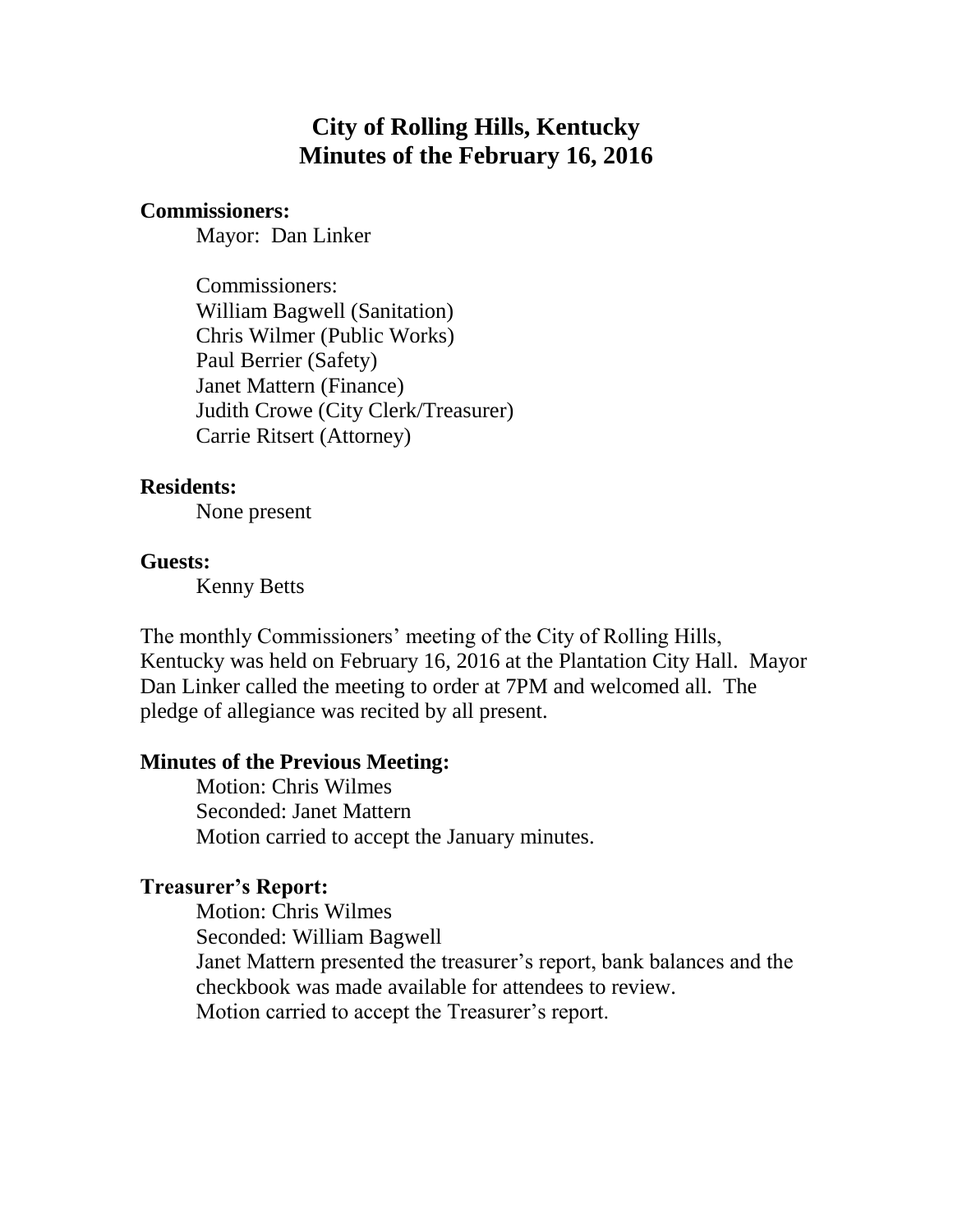# City of Rolling Hills, Kentucky
# Minutes of the February 16, 2016

**Commissioners:**

Mayor: Dan Linker

Commissioners:
William Bagwell (Sanitation)
Chris Wilmer (Public Works)
Paul Berrier (Safety)
Janet Mattern (Finance)
Judith Crowe (City Clerk/Treasurer)
Carrie Ritsert (Attorney)

**Residents:**

None present

**Guests:**

Kenny Betts

The monthly Commissioners' meeting of the City of Rolling Hills, Kentucky was held on February 16, 2016 at the Plantation City Hall. Mayor Dan Linker called the meeting to order at 7PM and welcomed all. The pledge of allegiance was recited by all present.

**Minutes of the Previous Meeting:**

Motion: Chris Wilmes
Seconded: Janet Mattern
Motion carried to accept the January minutes.

**Treasurer's Report:**

Motion: Chris Wilmes
Seconded: William Bagwell
Janet Mattern presented the treasurer's report, bank balances and the checkbook was made available for attendees to review.
Motion carried to accept the Treasurer's report.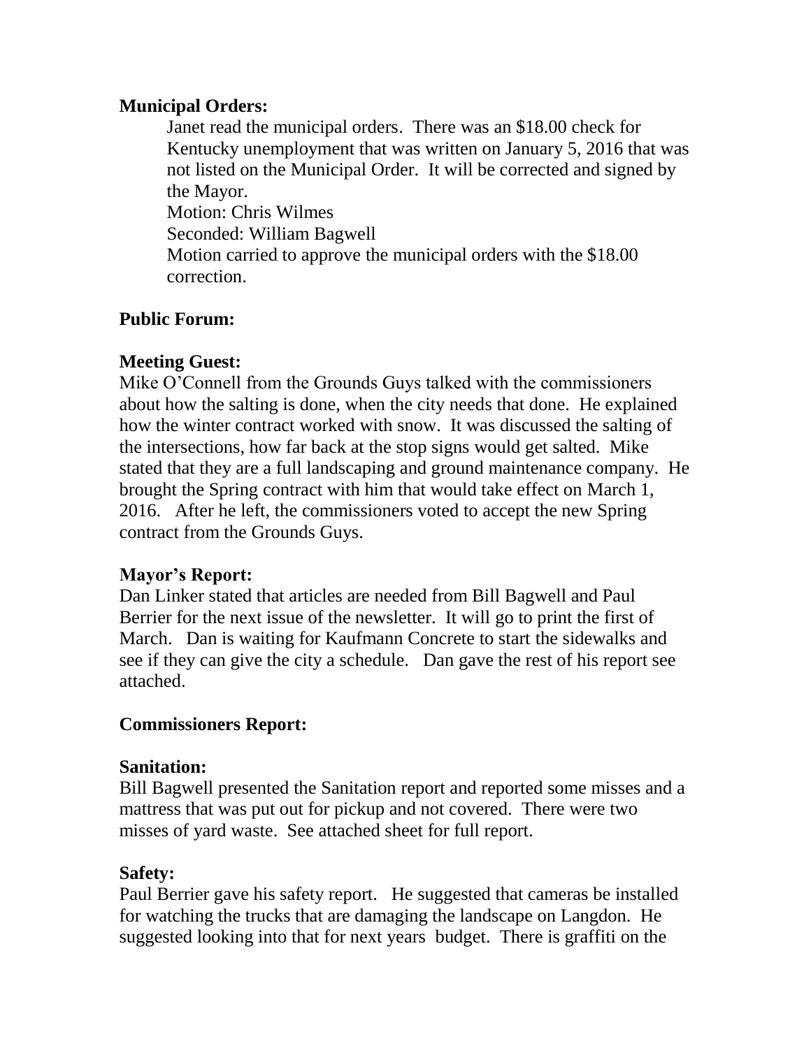**Municipal Orders:**

Janet read the municipal orders. There was an $18.00 check for Kentucky unemployment that was written on January 5, 2016 that was not listed on the Municipal Order. It will be corrected and signed by the Mayor.
Motion: Chris Wilmes
Seconded: William Bagwell
Motion carried to approve the municipal orders with the $18.00 correction.

**Public Forum:**

**Meeting Guest:**

Mike O'Connell from the Grounds Guys talked with the commissioners about how the salting is done, when the city needs that done. He explained how the winter contract worked with snow. It was discussed the salting of the intersections, how far back at the stop signs would get salted. Mike stated that they are a full landscaping and ground maintenance company. He brought the Spring contract with him that would take effect on March 1, 2016. After he left, the commissioners voted to accept the new Spring contract from the Grounds Guys.

**Mayor's Report:**

Dan Linker stated that articles are needed from Bill Bagwell and Paul Berrier for the next issue of the newsletter. It will go to print the first of March. Dan is waiting for Kaufmann Concrete to start the sidewalks and see if they can give the city a schedule. Dan gave the rest of his report see attached.

**Commissioners Report:**

**Sanitation:**

Bill Bagwell presented the Sanitation report and reported some misses and a mattress that was put out for pickup and not covered. There were two misses of yard waste. See attached sheet for full report.

**Safety:**

Paul Berrier gave his safety report. He suggested that cameras be installed for watching the trucks that are damaging the landscape on Langdon. He suggested looking into that for next years budget. There is graffiti on the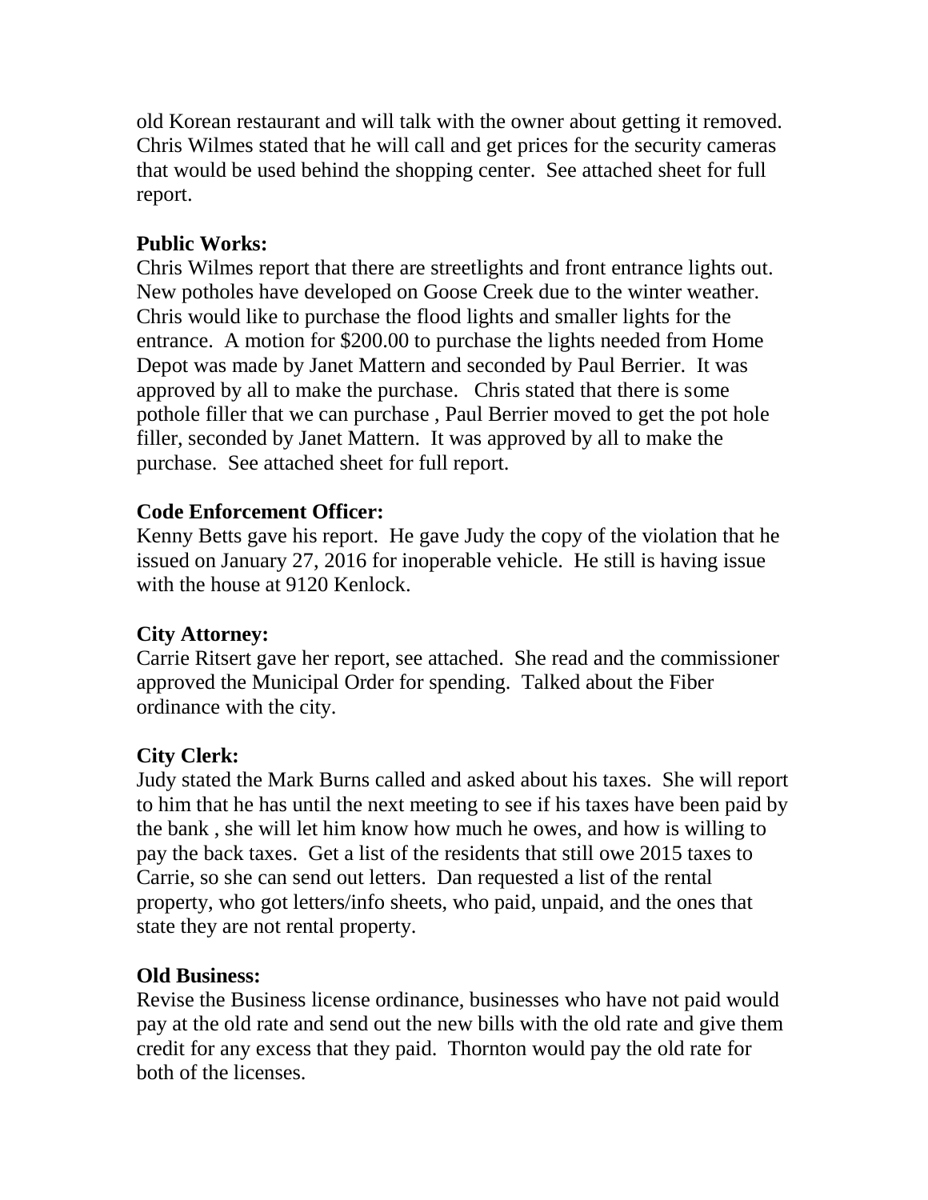old Korean restaurant and will talk with the owner about getting it removed. Chris Wilmes stated that he will call and get prices for the security cameras that would be used behind the shopping center. See attached sheet for full report.

**Public Works:**
Chris Wilmes report that there are streetlights and front entrance lights out. New potholes have developed on Goose Creek due to the winter weather. Chris would like to purchase the flood lights and smaller lights for the entrance. A motion for $200.00 to purchase the lights needed from Home Depot was made by Janet Mattern and seconded by Paul Berrier. It was approved by all to make the purchase. Chris stated that there is some pothole filler that we can purchase , Paul Berrier moved to get the pot hole filler, seconded by Janet Mattern. It was approved by all to make the purchase. See attached sheet for full report.

**Code Enforcement Officer:**
Kenny Betts gave his report. He gave Judy the copy of the violation that he issued on January 27, 2016 for inoperable vehicle. He still is having issue with the house at 9120 Kenlock.

**City Attorney:**
Carrie Ritsert gave her report, see attached. She read and the commissioner approved the Municipal Order for spending. Talked about the Fiber ordinance with the city.

**City Clerk:**
Judy stated the Mark Burns called and asked about his taxes. She will report to him that he has until the next meeting to see if his taxes have been paid by the bank , she will let him know how much he owes, and how is willing to pay the back taxes. Get a list of the residents that still owe 2015 taxes to Carrie, so she can send out letters. Dan requested a list of the rental property, who got letters/info sheets, who paid, unpaid, and the ones that state they are not rental property.

**Old Business:**
Revise the Business license ordinance, businesses who have not paid would pay at the old rate and send out the new bills with the old rate and give them credit for any excess that they paid. Thornton would pay the old rate for both of the licenses.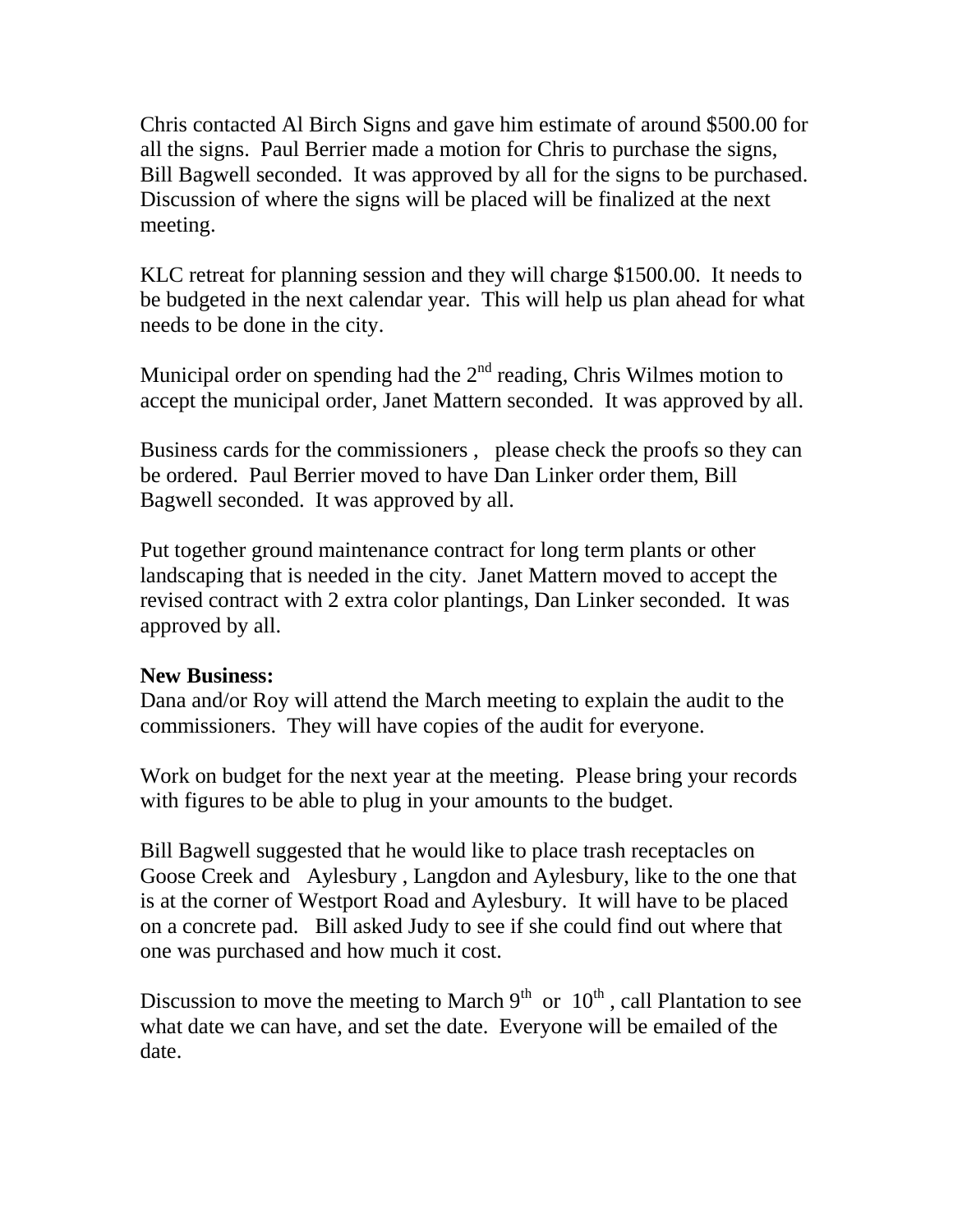Chris contacted Al Birch Signs and gave him estimate of around $500.00 for all the signs. Paul Berrier made a motion for Chris to purchase the signs, Bill Bagwell seconded. It was approved by all for the signs to be purchased. Discussion of where the signs will be placed will be finalized at the next meeting.

KLC retreat for planning session and they will charge $1500.00. It needs to be budgeted in the next calendar year. This will help us plan ahead for what needs to be done in the city.

Municipal order on spending had the 2nd reading, Chris Wilmes motion to accept the municipal order, Janet Mattern seconded. It was approved by all.

Business cards for the commissioners , please check the proofs so they can be ordered. Paul Berrier moved to have Dan Linker order them, Bill Bagwell seconded. It was approved by all.

Put together ground maintenance contract for long term plants or other landscaping that is needed in the city. Janet Mattern moved to accept the revised contract with 2 extra color plantings, Dan Linker seconded. It was approved by all.

**New Business:**

Dana and/or Roy will attend the March meeting to explain the audit to the commissioners. They will have copies of the audit for everyone.

Work on budget for the next year at the meeting. Please bring your records with figures to be able to plug in your amounts to the budget.

Bill Bagwell suggested that he would like to place trash receptacles on Goose Creek and Aylesbury , Langdon and Aylesbury, like to the one that is at the corner of Westport Road and Aylesbury. It will have to be placed on a concrete pad. Bill asked Judy to see if she could find out where that one was purchased and how much it cost.

Discussion to move the meeting to March 9th or 10th , call Plantation to see what date we can have, and set the date. Everyone will be emailed of the date.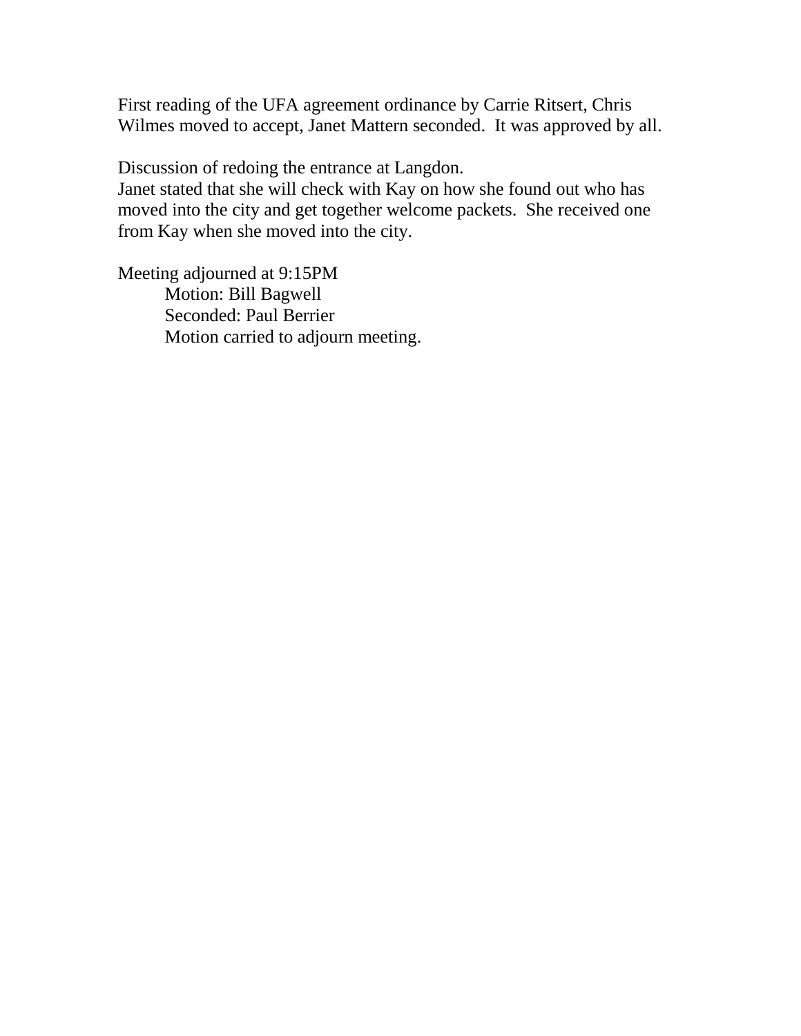First reading of the UFA agreement ordinance by Carrie Ritsert, Chris Wilmes moved to accept, Janet Mattern seconded. It was approved by all.

Discussion of redoing the entrance at Langdon.
Janet stated that she will check with Kay on how she found out who has moved into the city and get together welcome packets. She received one from Kay when she moved into the city.

Meeting adjourned at 9:15PM

> Motion: Bill Bagwell
> Seconded: Paul Berrier
> Motion carried to adjourn meeting.